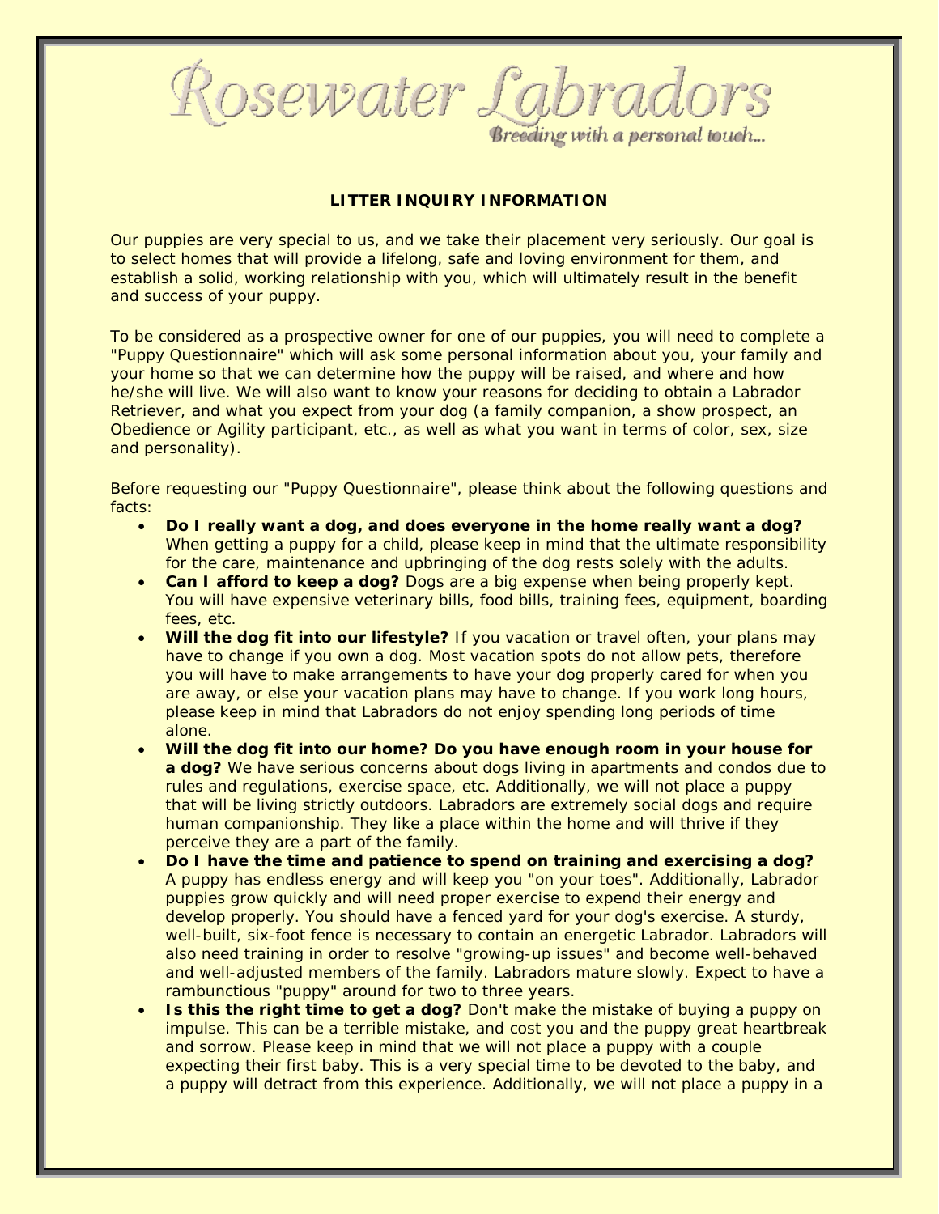# Rosewater Labradors

*Breeding with a personal touch...*

**LITTER INQUIRY INFORMATION**

Our puppies are very special to us, and we take their placement very seriously. Our goal is to select homes that will provide a lifelong, safe and loving environment for them, and establish a solid, working relationship with you, which will ultimately result in the benefit and success of your puppy.

To be considered as a prospective owner for one of our puppies, you will need to complete a "Puppy Questionnaire" which will ask some personal information about you, your family and your home so that we can determine how the puppy will be raised, and where and how he/she will live. We will also want to know your reasons for deciding to obtain a Labrador Retriever, and what you expect from your dog (a family companion, a show prospect, an Obedience or Agility participant, etc., as well as what you want in terms of color, sex, size and personality).

Before requesting our "Puppy Questionnaire", please think about the following questions and facts:

- **Do I really want a dog, and does everyone in the home really want a dog?** When getting a puppy for a child, please keep in mind that the ultimate responsibility for the care, maintenance and upbringing of the dog rests solely with the adults.
- **Can I afford to keep a dog?** Dogs are a big expense when being properly kept. You will have expensive veterinary bills, food bills, training fees, equipment, boarding fees, etc.
- **Will the dog fit into our lifestyle?** If you vacation or travel often, your plans may have to change if you own a dog. Most vacation spots do not allow pets, therefore you will have to make arrangements to have your dog properly cared for when you are away, or else your vacation plans may have to change. If you work long hours, please keep in mind that Labradors do not enjoy spending long periods of time alone.
- **Will the dog fit into our home? Do you have enough room in your house for a dog?** We have serious concerns about dogs living in apartments and condos due to rules and regulations, exercise space, etc. Additionally, we will not place a puppy that will be living strictly outdoors. Labradors are extremely social dogs and require human companionship. They like a place within the home and will thrive if they perceive they are a part of the family.
- **Do I have the time and patience to spend on training and exercising a dog?** A puppy has endless energy and will keep you "on your toes". Additionally, Labrador puppies grow quickly and will need proper exercise to expend their energy and develop properly. You should have a fenced yard for your dog's exercise. A sturdy, well-built, six-foot fence is necessary to contain an energetic Labrador. Labradors will also need training in order to resolve "growing-up issues" and become well-behaved and well-adjusted members of the family. Labradors mature slowly. Expect to have a rambunctious "puppy" around for two to three years.
- **Is this the right time to get a dog?** Don't make the mistake of buying a puppy on impulse. This can be a terrible mistake, and cost you and the puppy great heartbreak and sorrow. Please keep in mind that we will not place a puppy with a couple expecting their first baby. This is a very special time to be devoted to the baby, and a puppy will detract from this experience. Additionally, we will not place a puppy in a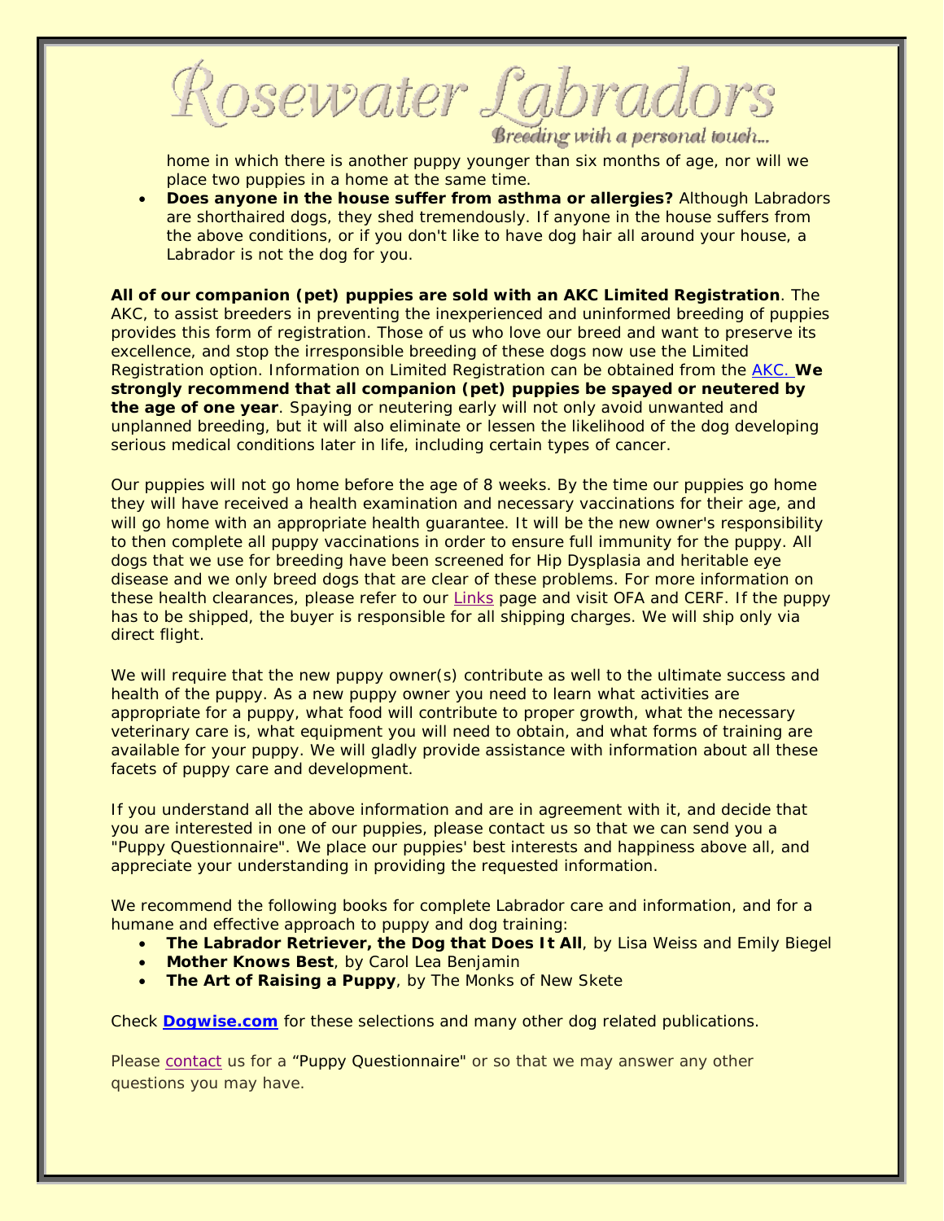home in which there is another puppy younger than six months of age, nor will we place two puppies in a home at the same time.

- **Does anyone in the house suffer from asthma or allergies?** Although Labradors are shorthaired dogs, they shed tremendously. If anyone in the house suffers from the above conditions, or if you don't like to have dog hair all around your house, a Labrador is not the dog for you.

**All of our companion (pet) puppies are sold with an AKC Limited Registration**. The AKC, to assist breeders in preventing the inexperienced and uninformed breeding of puppies provides this form of registration. Those of us who love our breed and want to preserve its excellence, and stop the irresponsible breeding of these dogs now use the Limited Registration option. Information on Limited Registration can be obtained from the AKC. **We strongly recommend that all companion (pet) puppies be spayed or neutered by the age of one year**. Spaying or neutering early will not only avoid unwanted and unplanned breeding, but it will also eliminate or lessen the likelihood of the dog developing serious medical conditions later in life, including certain types of cancer.

Our puppies will not go home before the age of 8 weeks. By the time our puppies go home they will have received a health examination and necessary vaccinations for their age, and will go home with an appropriate health guarantee. It will be the new owner's responsibility to then complete all puppy vaccinations in order to ensure full immunity for the puppy. All dogs that we use for breeding have been screened for Hip Dysplasia and heritable eye disease and we only breed dogs that are clear of these problems. For more information on these health clearances, please refer to our Links page and visit OFA and CERF. If the puppy has to be shipped, the buyer is responsible for all shipping charges. We will ship only via direct flight.

We will require that the new puppy owner(s) contribute as well to the ultimate success and health of the puppy. As a new puppy owner you need to learn what activities are appropriate for a puppy, what food will contribute to proper growth, what the necessary veterinary care is, what equipment you will need to obtain, and what forms of training are available for your puppy. We will gladly provide assistance with information about all these facets of puppy care and development.

If you understand all the above information and are in agreement with it, and decide that you are interested in one of our puppies, please contact us so that we can send you a "Puppy Questionnaire". We place our puppies' best interests and happiness above all, and appreciate your understanding in providing the requested information.

We recommend the following books for complete Labrador care and information, and for a humane and effective approach to puppy and dog training:

- **The Labrador Retriever, the Dog that Does It All**, by Lisa Weiss and Emily Biegel
- **Mother Knows Best**, by Carol Lea Benjamin
- **The Art of Raising a Puppy**, by The Monks of New Skete

Check **Dogwise.com** for these selections and many other dog related publications.

Please contact us for a "Puppy Questionnaire" or so that we may answer any other questions you may have.